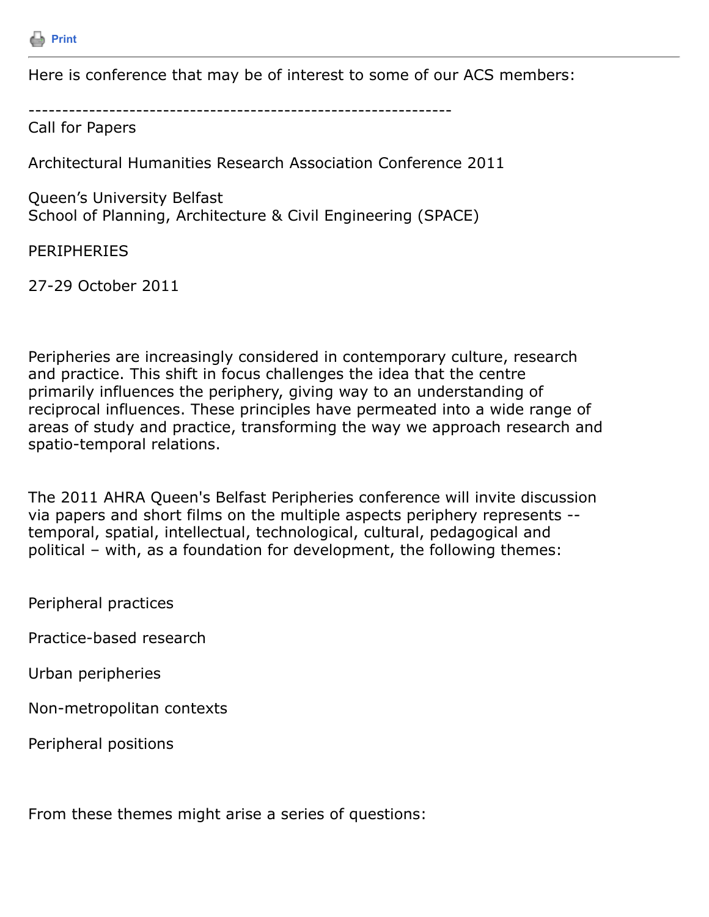Here is conference that may be of interest to some of our ACS members:

---------------------------------------------------------------

Call for Papers

Architectural Humanities Research Association Conference 2011

Queen's University Belfast
School of Planning, Architecture & Civil Engineering (SPACE)

PERIPHERIES

27-29 October 2011

Peripheries are increasingly considered in contemporary culture, research and practice. This shift in focus challenges the idea that the centre primarily influences the periphery, giving way to an understanding of reciprocal influences. These principles have permeated into a wide range of areas of study and practice, transforming the way we approach research and spatio-temporal relations.

The 2011 AHRA Queen's Belfast Peripheries conference will invite discussion via papers and short films on the multiple aspects periphery represents -- temporal, spatial, intellectual, technological, cultural, pedagogical and political – with, as a foundation for development, the following themes:

Peripheral practices

Practice-based research

Urban peripheries

Non-metropolitan contexts

Peripheral positions

From these themes might arise a series of questions: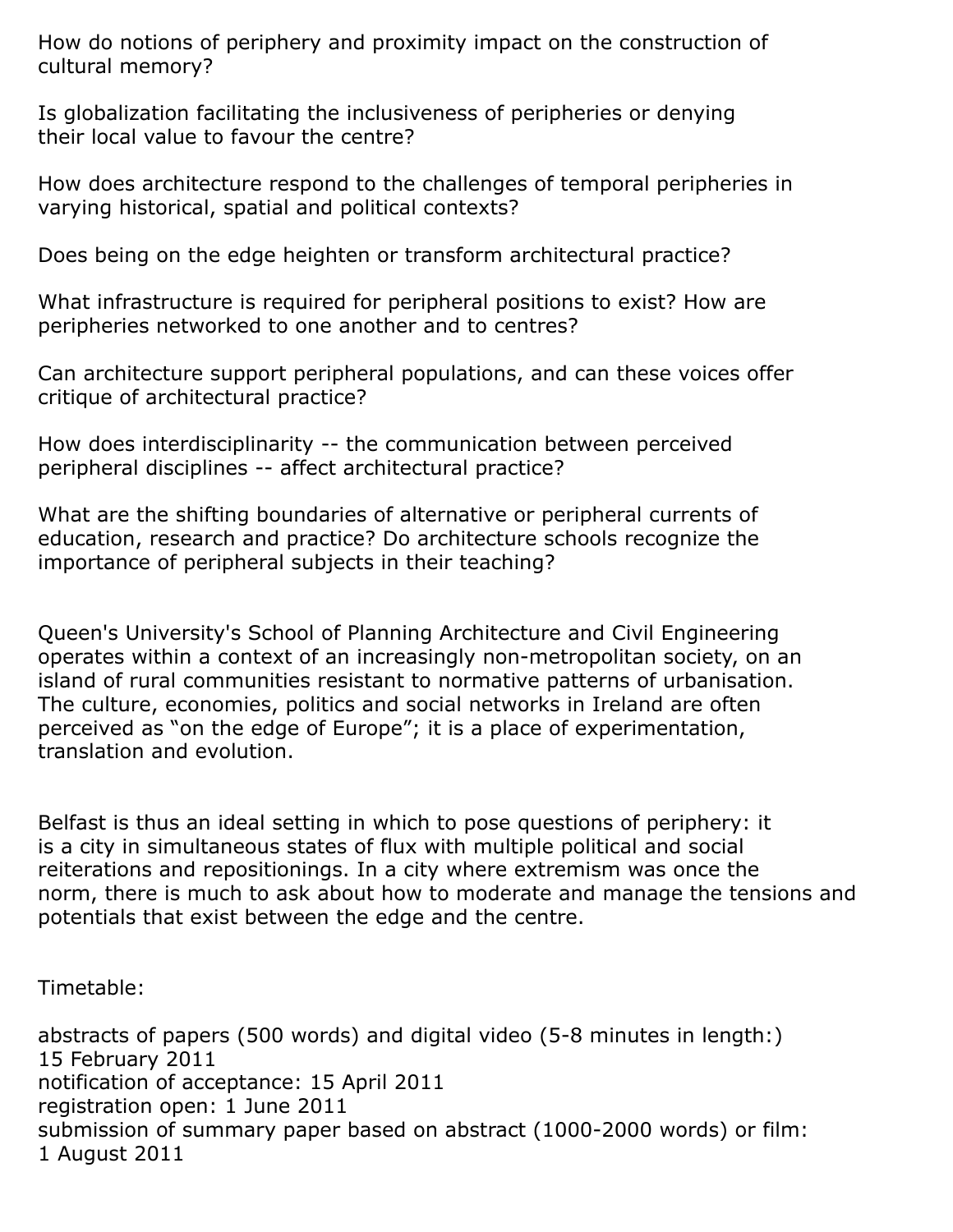How do notions of periphery and proximity impact on the construction of cultural memory?

Is globalization facilitating the inclusiveness of peripheries or denying their local value to favour the centre?

How does architecture respond to the challenges of temporal peripheries in varying historical, spatial and political contexts?

Does being on the edge heighten or transform architectural practice?

What infrastructure is required for peripheral positions to exist? How are peripheries networked to one another and to centres?

Can architecture support peripheral populations, and can these voices offer critique of architectural practice?

How does interdisciplinarity -- the communication between perceived peripheral disciplines -- affect architectural practice?

What are the shifting boundaries of alternative or peripheral currents of education, research and practice? Do architecture schools recognize the importance of peripheral subjects in their teaching?

Queen's University's School of Planning Architecture and Civil Engineering operates within a context of an increasingly non-metropolitan society, on an island of rural communities resistant to normative patterns of urbanisation. The culture, economies, politics and social networks in Ireland are often perceived as "on the edge of Europe"; it is a place of experimentation, translation and evolution.

Belfast is thus an ideal setting in which to pose questions of periphery: it is a city in simultaneous states of flux with multiple political and social reiterations and repositionings. In a city where extremism was once the norm, there is much to ask about how to moderate and manage the tensions and potentials that exist between the edge and the centre.

Timetable:

abstracts of papers (500 words) and digital video (5-8 minutes in length:)
15 February 2011
notification of acceptance: 15 April 2011
registration open: 1 June 2011
submission of summary paper based on abstract (1000-2000 words) or film:
1 August 2011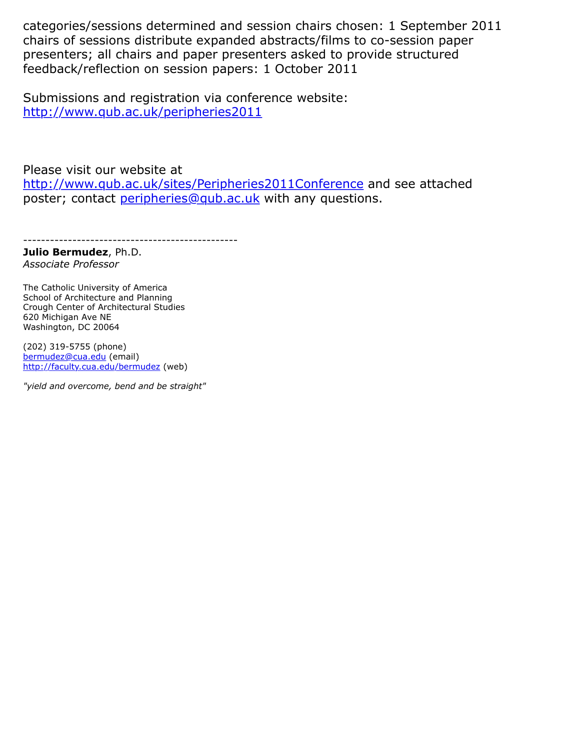categories/sessions determined and session chairs chosen: 1 September 2011
chairs of sessions distribute expanded abstracts/films to co-session paper presenters; all chairs and paper presenters asked to provide structured feedback/reflection on session papers: 1 October 2011

Submissions and registration via conference website:
http://www.qub.ac.uk/peripheries2011

Please visit our website at http://www.qub.ac.uk/sites/Peripheries2011Conference and see attached poster; contact peripheries@qub.ac.uk with any questions.

------------------------------------------------
**Julio Bermudez**, Ph.D.
*Associate Professor*

The Catholic University of America
School of Architecture and Planning
Crough Center of Architectural Studies
620 Michigan Ave NE
Washington, DC 20064

(202) 319-5755 (phone)
bermudez@cua.edu (email)
http://faculty.cua.edu/bermudez (web)

*"yield and overcome, bend and be straight"*